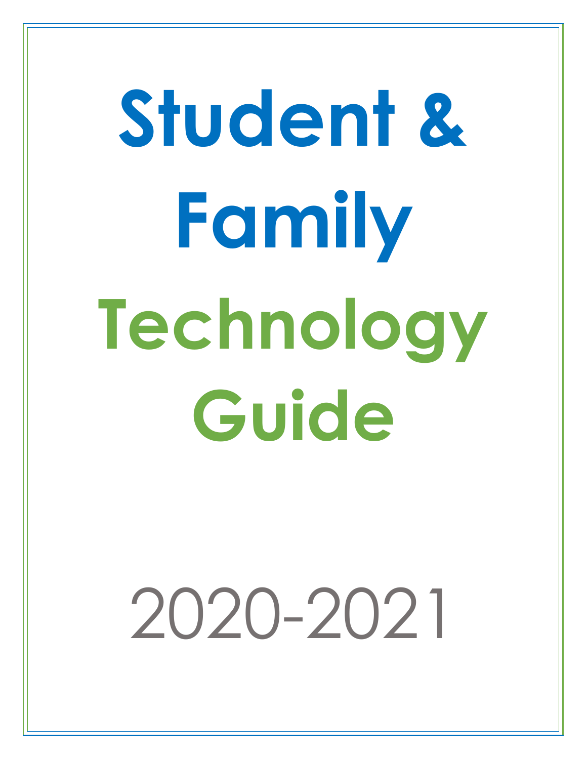# Student & Family

# Technology Guide

2020-2021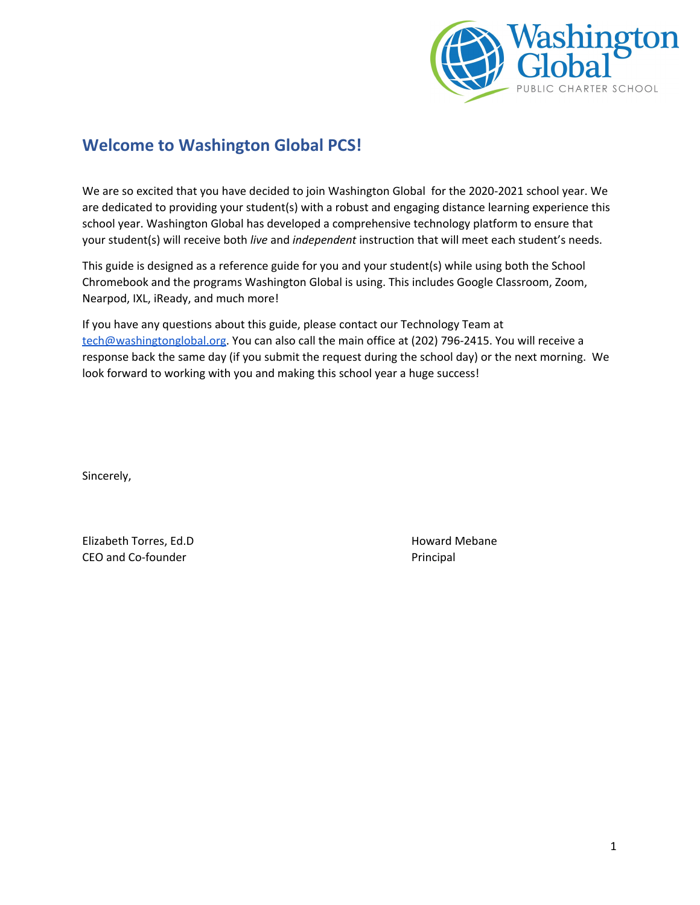## Welcome to Washington Global PCS!

We are so excited that you have decided to join Washington Global for the 2020-2021 school year. We are dedicated to providing your student(s) with a robust and engaging distance learning experience this school year. Washington Global has developed a comprehensive technology platform to ensure that your student(s) will receive both *live* and *independent* instruction that will meet each student's needs.

This guide is designed as a reference guide for you and your student(s) while using both the School Chromebook and the programs Washington Global is using. This includes Google Classroom, Zoom, Nearpod, IXL, iReady, and much more!

If you have any questions about this guide, please contact our Technology Team at [tech@washingtonglobal.org](mailto:tech@washingtonglobal.org). You can also call the main office at (202) 796-2415. You will receive a response back the same day (if you submit the request during the school day) or the next morning. We look forward to working with you and making this school year a huge success!

Sincerely,

Elizabeth Torres, Ed.D
CEO and Co-founder

Howard Mebane
Principal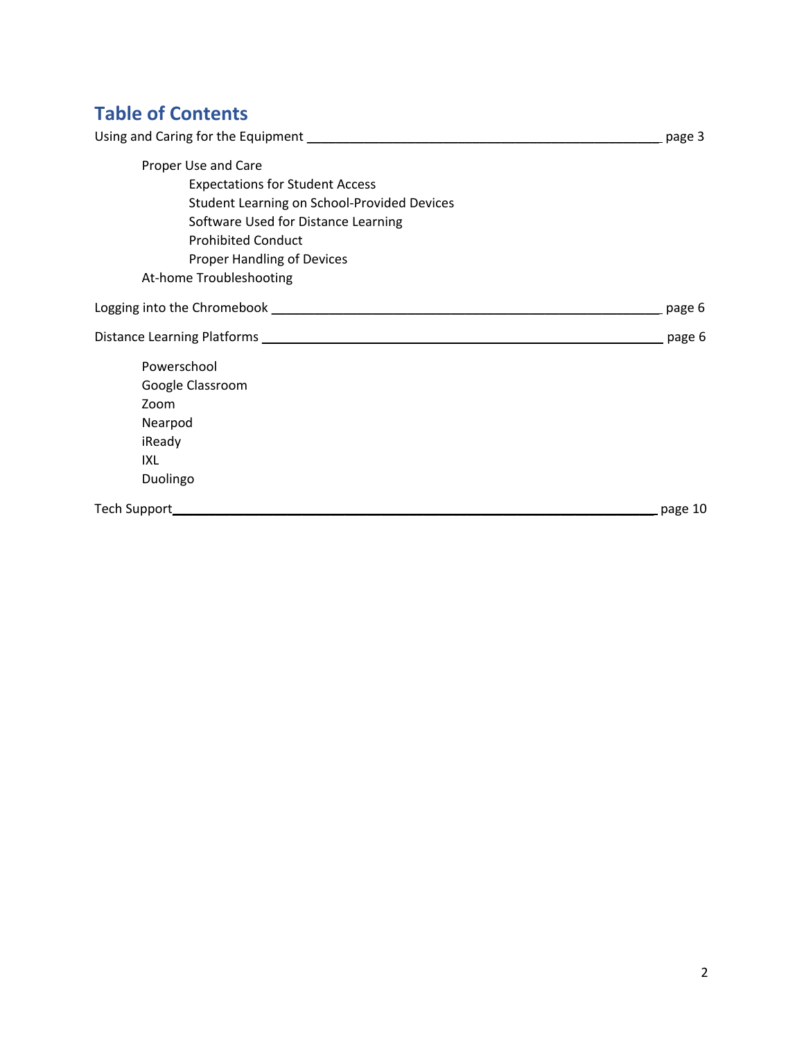## Table of Contents

Using and Caring for the Equipment ______________________________ page 3

- Proper Use and Care
  - Expectations for Student Access
  - Student Learning on School-Provided Devices
  - Software Used for Distance Learning
  - Prohibited Conduct
  - Proper Handling of Devices
- At-home Troubleshooting

Logging into the Chromebook ______________________________ page 6

Distance Learning Platforms ______________________________ page 6

- Powerschool
- Google Classroom
- Zoom
- Nearpod
- iReady
- IXL
- Duolingo

Tech Support______________________________ page 10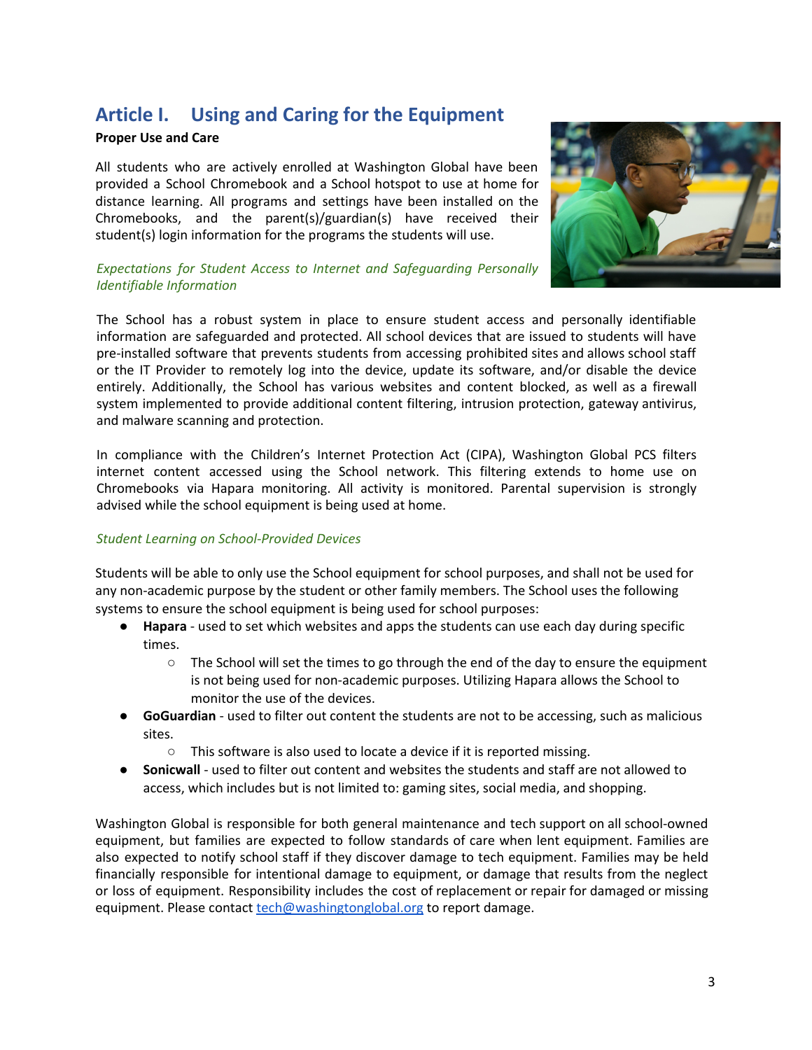# Article I. Using and Caring for the Equipment

**Proper Use and Care**

All students who are actively enrolled at Washington Global have been provided a School Chromebook and a School hotspot to use at home for distance learning. All programs and settings have been installed on the Chromebooks, and the parent(s)/guardian(s) have received their student(s) login information for the programs the students will use.

*Expectations for Student Access to Internet and Safeguarding Personally Identifiable Information*

The School has a robust system in place to ensure student access and personally identifiable information are safeguarded and protected. All school devices that are issued to students will have pre-installed software that prevents students from accessing prohibited sites and allows school staff or the IT Provider to remotely log into the device, update its software, and/or disable the device entirely. Additionally, the School has various websites and content blocked, as well as a firewall system implemented to provide additional content filtering, intrusion protection, gateway antivirus, and malware scanning and protection.

In compliance with the Children's Internet Protection Act (CIPA), Washington Global PCS filters internet content accessed using the School network. This filtering extends to home use on Chromebooks via Hapara monitoring. All activity is monitored. Parental supervision is strongly advised while the school equipment is being used at home.

*Student Learning on School-Provided Devices*

Students will be able to only use the School equipment for school purposes, and shall not be used for any non-academic purpose by the student or other family members. The School uses the following systems to ensure the school equipment is being used for school purposes:

- **Hapara** - used to set which websites and apps the students can use each day during specific times.
  - The School will set the times to go through the end of the day to ensure the equipment is not being used for non-academic purposes. Utilizing Hapara allows the School to monitor the use of the devices.
- **GoGuardian** - used to filter out content the students are not to be accessing, such as malicious sites.
  - This software is also used to locate a device if it is reported missing.
- **Sonicwall** - used to filter out content and websites the students and staff are not allowed to access, which includes but is not limited to: gaming sites, social media, and shopping.

Washington Global is responsible for both general maintenance and tech support on all school-owned equipment, but families are expected to follow standards of care when lent equipment. Families are also expected to notify school staff if they discover damage to tech equipment. Families may be held financially responsible for intentional damage to equipment, or damage that results from the neglect or loss of equipment. Responsibility includes the cost of replacement or repair for damaged or missing equipment. Please contact tech@washingtonglobal.org to report damage.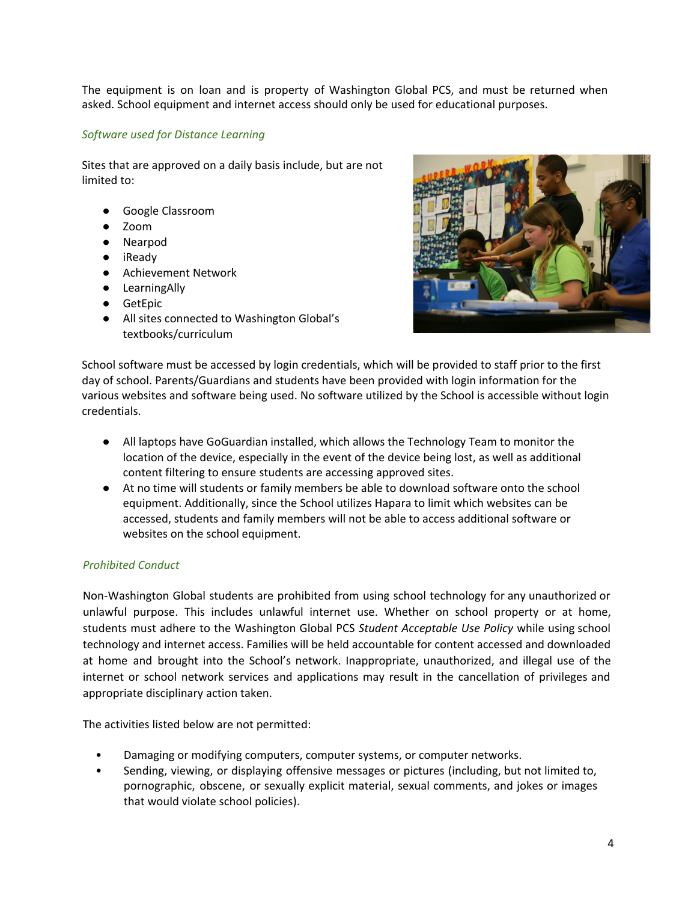The equipment is on loan and is property of Washington Global PCS, and must be returned when asked. School equipment and internet access should only be used for educational purposes.

*Software used for Distance Learning*

Sites that are approved on a daily basis include, but are not limited to:

- Google Classroom
- Zoom
- Nearpod
- iReady
- Achievement Network
- LearningAlly
- GetEpic
- All sites connected to Washington Global's textbooks/curriculum

School software must be accessed by login credentials, which will be provided to staff prior to the first day of school. Parents/Guardians and students have been provided with login information for the various websites and software being used. No software utilized by the School is accessible without login credentials.

- All laptops have GoGuardian installed, which allows the Technology Team to monitor the location of the device, especially in the event of the device being lost, as well as additional content filtering to ensure students are accessing approved sites.
- At no time will students or family members be able to download software onto the school equipment. Additionally, since the School utilizes Hapara to limit which websites can be accessed, students and family members will not be able to access additional software or websites on the school equipment.

*Prohibited Conduct*

Non-Washington Global students are prohibited from using school technology for any unauthorized or unlawful purpose. This includes unlawful internet use. Whether on school property or at home, students must adhere to the Washington Global PCS *Student Acceptable Use Policy* while using school technology and internet access. Families will be held accountable for content accessed and downloaded at home and brought into the School's network. Inappropriate, unauthorized, and illegal use of the internet or school network services and applications may result in the cancellation of privileges and appropriate disciplinary action taken.

The activities listed below are not permitted:

- Damaging or modifying computers, computer systems, or computer networks.
- Sending, viewing, or displaying offensive messages or pictures (including, but not limited to, pornographic, obscene, or sexually explicit material, sexual comments, and jokes or images that would violate school policies).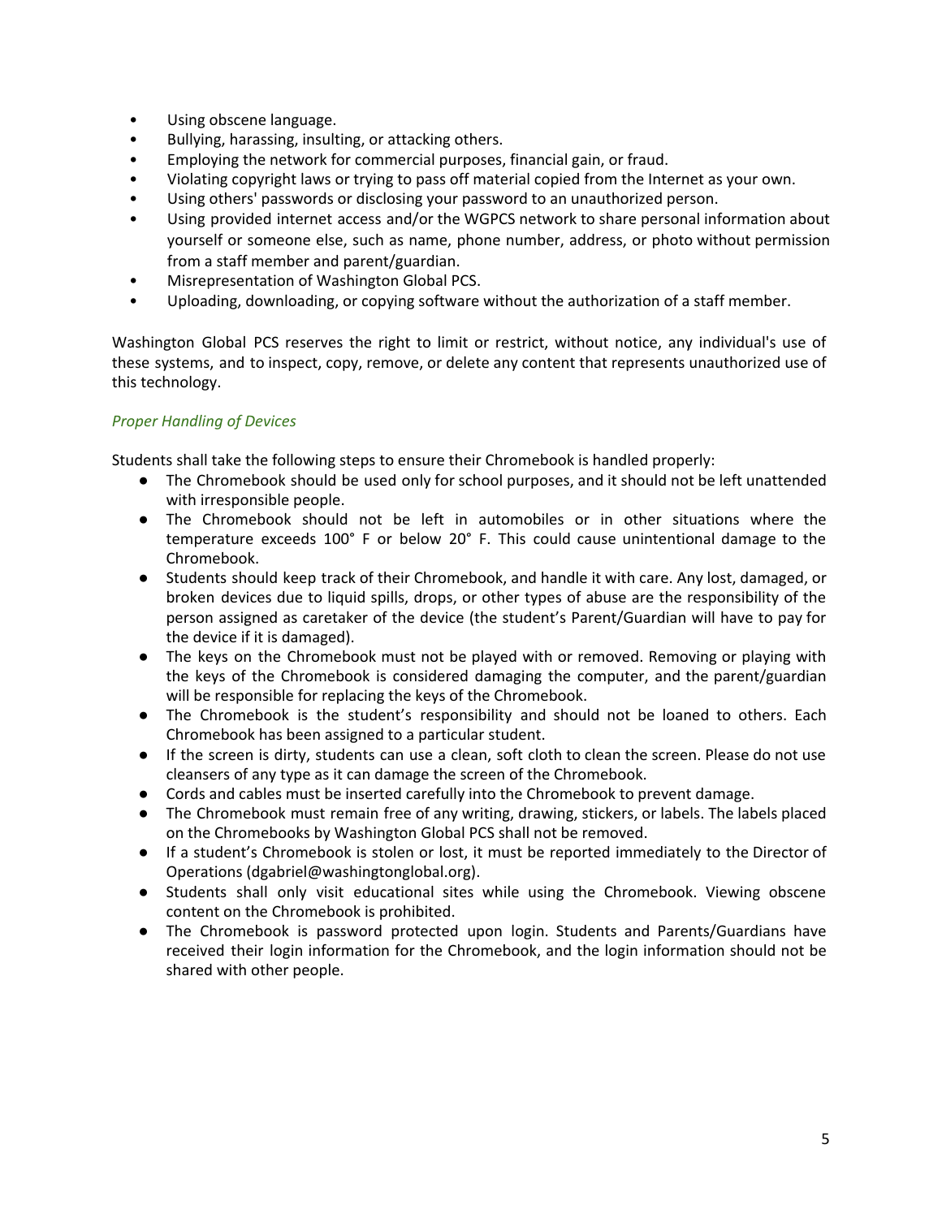- Using obscene language.
- Bullying, harassing, insulting, or attacking others.
- Employing the network for commercial purposes, financial gain, or fraud.
- Violating copyright laws or trying to pass off material copied from the Internet as your own.
- Using others' passwords or disclosing your password to an unauthorized person.
- Using provided internet access and/or the WGPCS network to share personal information about yourself or someone else, such as name, phone number, address, or photo without permission from a staff member and parent/guardian.
- Misrepresentation of Washington Global PCS.
- Uploading, downloading, or copying software without the authorization of a staff member.

Washington Global PCS reserves the right to limit or restrict, without notice, any individual's use of these systems, and to inspect, copy, remove, or delete any content that represents unauthorized use of this technology.

### *Proper Handling of Devices*

Students shall take the following steps to ensure their Chromebook is handled properly:

- The Chromebook should be used only for school purposes, and it should not be left unattended with irresponsible people.
- The Chromebook should not be left in automobiles or in other situations where the temperature exceeds 100° F or below 20° F. This could cause unintentional damage to the Chromebook.
- Students should keep track of their Chromebook, and handle it with care. Any lost, damaged, or broken devices due to liquid spills, drops, or other types of abuse are the responsibility of the person assigned as caretaker of the device (the student's Parent/Guardian will have to pay for the device if it is damaged).
- The keys on the Chromebook must not be played with or removed. Removing or playing with the keys of the Chromebook is considered damaging the computer, and the parent/guardian will be responsible for replacing the keys of the Chromebook.
- The Chromebook is the student's responsibility and should not be loaned to others. Each Chromebook has been assigned to a particular student.
- If the screen is dirty, students can use a clean, soft cloth to clean the screen. Please do not use cleansers of any type as it can damage the screen of the Chromebook.
- Cords and cables must be inserted carefully into the Chromebook to prevent damage.
- The Chromebook must remain free of any writing, drawing, stickers, or labels. The labels placed on the Chromebooks by Washington Global PCS shall not be removed.
- If a student's Chromebook is stolen or lost, it must be reported immediately to the Director of Operations (dgabriel@washingtonglobal.org).
- Students shall only visit educational sites while using the Chromebook. Viewing obscene content on the Chromebook is prohibited.
- The Chromebook is password protected upon login. Students and Parents/Guardians have received their login information for the Chromebook, and the login information should not be shared with other people.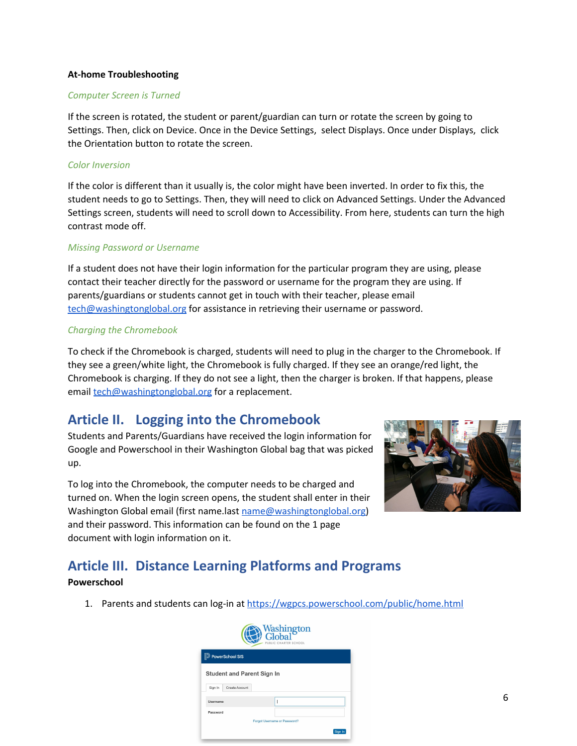**At-home Troubleshooting**

*Computer Screen is Turned*

If the screen is rotated, the student or parent/guardian can turn or rotate the screen by going to Settings. Then, click on Device. Once in the Device Settings, select Displays. Once under Displays, click the Orientation button to rotate the screen.

*Color Inversion*

If the color is different than it usually is, the color might have been inverted. In order to fix this, the student needs to go to Settings. Then, they will need to click on Advanced Settings. Under the Advanced Settings screen, students will need to scroll down to Accessibility. From here, students can turn the high contrast mode off.

*Missing Password or Username*

If a student does not have their login information for the particular program they are using, please contact their teacher directly for the password or username for the program they are using. If parents/guardians or students cannot get in touch with their teacher, please email tech@washingtonglobal.org for assistance in retrieving their username or password.

*Charging the Chromebook*

To check if the Chromebook is charged, students will need to plug in the charger to the Chromebook. If they see a green/white light, the Chromebook is fully charged. If they see an orange/red light, the Chromebook is charging. If they do not see a light, then the charger is broken. If that happens, please email tech@washingtonglobal.org for a replacement.

## Article II. Logging into the Chromebook

Students and Parents/Guardians have received the login information for Google and Powerschool in their Washington Global bag that was picked up.

To log into the Chromebook, the computer needs to be charged and turned on. When the login screen opens, the student shall enter in their Washington Global email (first name.last name@washingtonglobal.org) and their password. This information can be found on the 1 page document with login information on it.

## Article III. Distance Learning Platforms and Programs

**Powerschool**

1. Parents and students can log-in at https://wgpcs.powerschool.com/public/home.html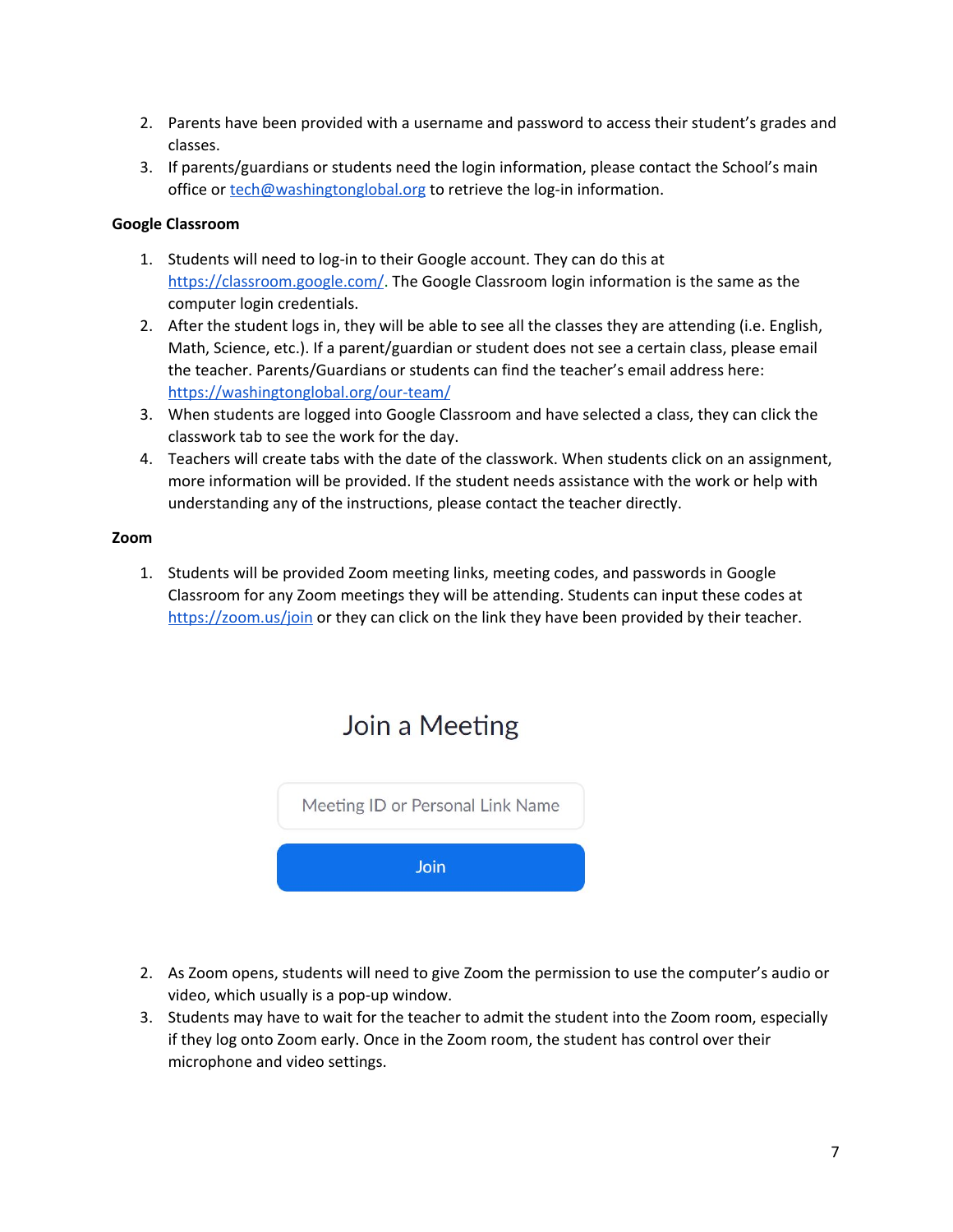2. Parents have been provided with a username and password to access their student's grades and classes.
3. If parents/guardians or students need the login information, please contact the School's main office or [tech@washingtonglobal.org](mailto:tech@washingtonglobal.org) to retrieve the log-in information.

**Google Classroom**

1. Students will need to log-in to their Google account. They can do this at [https://classroom.google.com/](https://classroom.google.com/). The Google Classroom login information is the same as the computer login credentials.
2. After the student logs in, they will be able to see all the classes they are attending (i.e. English, Math, Science, etc.). If a parent/guardian or student does not see a certain class, please email the teacher. Parents/Guardians or students can find the teacher's email address here: [https://washingtonglobal.org/our-team/](https://washingtonglobal.org/our-team/)
3. When students are logged into Google Classroom and have selected a class, they can click the classwork tab to see the work for the day.
4. Teachers will create tabs with the date of the classwork. When students click on an assignment, more information will be provided. If the student needs assistance with the work or help with understanding any of the instructions, please contact the teacher directly.

**Zoom**

1. Students will be provided Zoom meeting links, meeting codes, and passwords in Google Classroom for any Zoom meetings they will be attending. Students can input these codes at [https://zoom.us/join](https://zoom.us/join) or they can click on the link they have been provided by their teacher.

Join a Meeting

Meeting ID or Personal Link Name

Join

2. As Zoom opens, students will need to give Zoom the permission to use the computer's audio or video, which usually is a pop-up window.
3. Students may have to wait for the teacher to admit the student into the Zoom room, especially if they log onto Zoom early. Once in the Zoom room, the student has control over their microphone and video settings.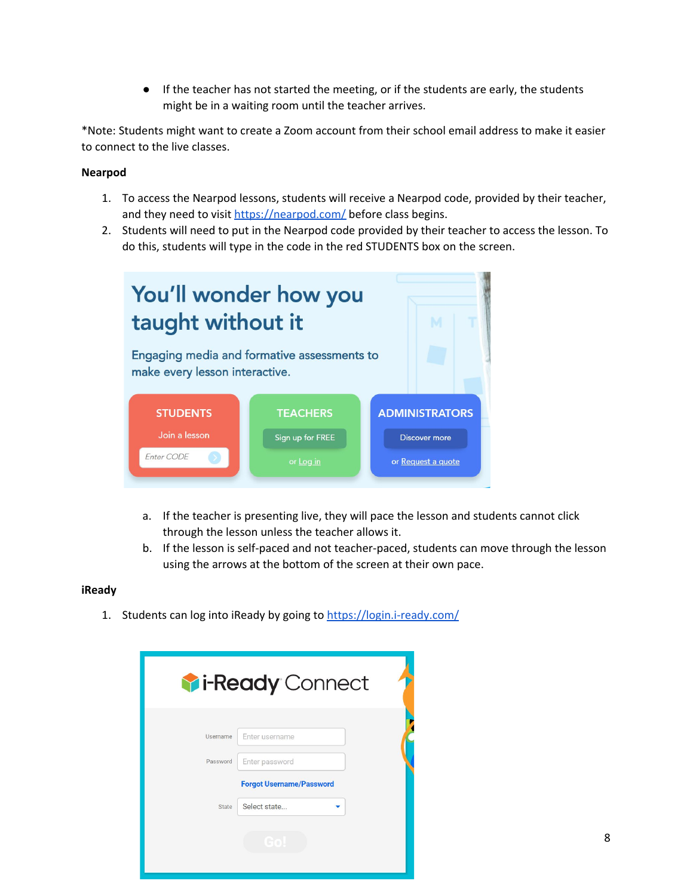- If the teacher has not started the meeting, or if the students are early, the students might be in a waiting room until the teacher arrives.

*Note: Students might want to create a Zoom account from their school email address to make it easier to connect to the live classes.

**Nearpod**

1. To access the Nearpod lessons, students will receive a Nearpod code, provided by their teacher, and they need to visit [https://nearpod.com/](https://nearpod.com/) before class begins.
2. Students will need to put in the Nearpod code provided by their teacher to access the lesson. To do this, students will type in the code in the red STUDENTS box on the screen.
    a. If the teacher is presenting live, they will pace the lesson and students cannot click through the lesson unless the teacher allows it.
    b. If the lesson is self-paced and not teacher-paced, students can move through the lesson using the arrows at the bottom of the screen at their own pace.

**iReady**

1. Students can log into iReady by going to [https://login.i-ready.com/](https://login.i-ready.com/)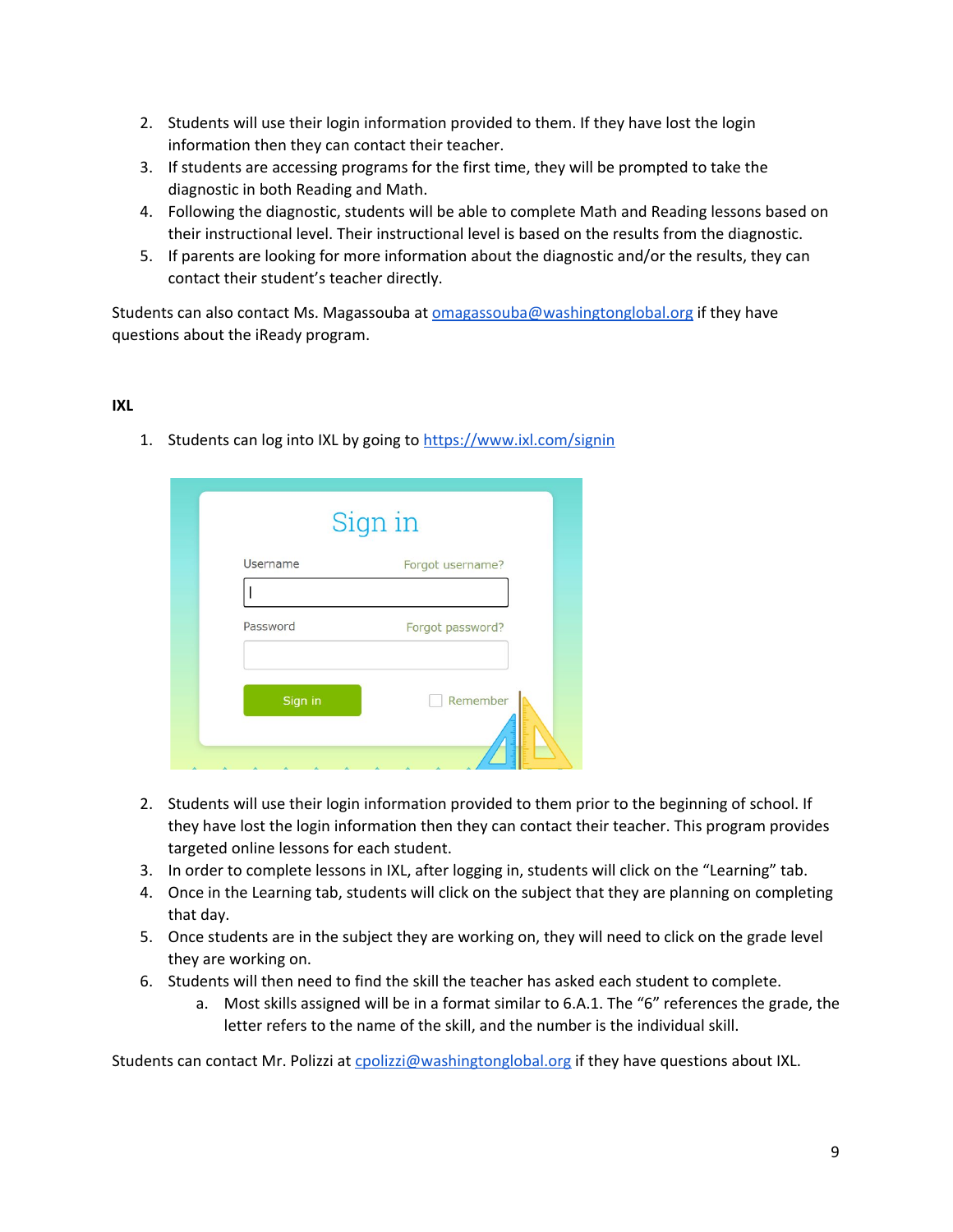2. Students will use their login information provided to them. If they have lost the login information then they can contact their teacher.
3. If students are accessing programs for the first time, they will be prompted to take the diagnostic in both Reading and Math.
4. Following the diagnostic, students will be able to complete Math and Reading lessons based on their instructional level. Their instructional level is based on the results from the diagnostic.
5. If parents are looking for more information about the diagnostic and/or the results, they can contact their student's teacher directly.

Students can also contact Ms. Magassouba at omagassouba@washingtonglobal.org if they have questions about the iReady program.

**IXL**

1. Students can log into IXL by going to https://www.ixl.com/signin

2. Students will use their login information provided to them prior to the beginning of school. If they have lost the login information then they can contact their teacher. This program provides targeted online lessons for each student.
3. In order to complete lessons in IXL, after logging in, students will click on the "Learning" tab.
4. Once in the Learning tab, students will click on the subject that they are planning on completing that day.
5. Once students are in the subject they are working on, they will need to click on the grade level they are working on.
6. Students will then need to find the skill the teacher has asked each student to complete.
    a. Most skills assigned will be in a format similar to 6.A.1. The "6" references the grade, the letter refers to the name of the skill, and the number is the individual skill.

Students can contact Mr. Polizzi at cpolizzi@washingtonglobal.org if they have questions about IXL.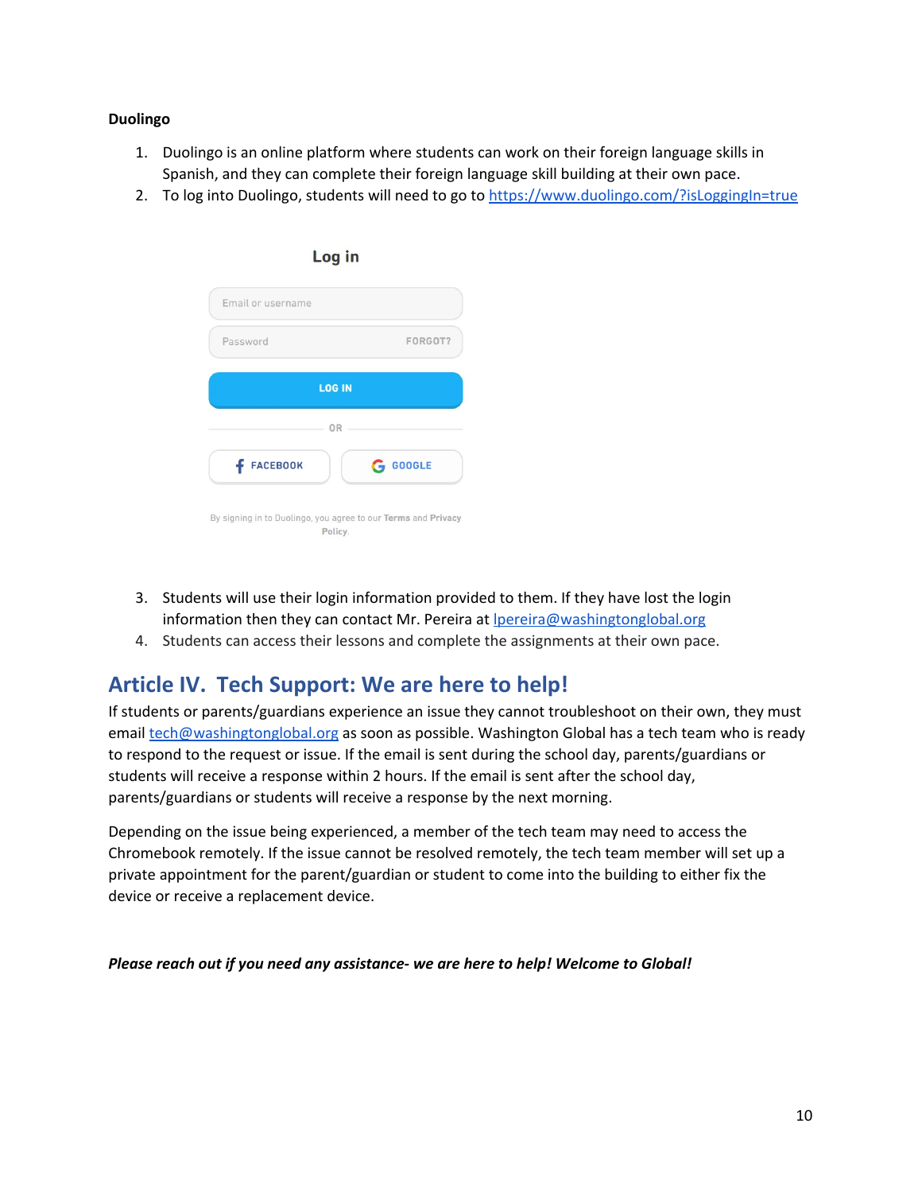**Duolingo**

1. Duolingo is an online platform where students can work on their foreign language skills in Spanish, and they can complete their foreign language skill building at their own pace.
2. To log into Duolingo, students will need to go to https://www.duolingo.com/?isLoggingIn=true

Log in

Email or username

Password FORGOT?

LOG IN

OR

FACEBOOK GOOGLE

By signing in to Duolingo, you agree to our Terms and Privacy Policy.

3. Students will use their login information provided to them. If they have lost the login information then they can contact Mr. Pereira at lpereira@washingtonglobal.org
4. Students can access their lessons and complete the assignments at their own pace.

## Article IV. Tech Support: We are here to help!

If students or parents/guardians experience an issue they cannot troubleshoot on their own, they must email tech@washingtonglobal.org as soon as possible. Washington Global has a tech team who is ready to respond to the request or issue. If the email is sent during the school day, parents/guardians or students will receive a response within 2 hours. If the email is sent after the school day, parents/guardians or students will receive a response by the next morning.

Depending on the issue being experienced, a member of the tech team may need to access the Chromebook remotely. If the issue cannot be resolved remotely, the tech team member will set up a private appointment for the parent/guardian or student to come into the building to either fix the device or receive a replacement device.

***Please reach out if you need any assistance- we are here to help! Welcome to Global!***